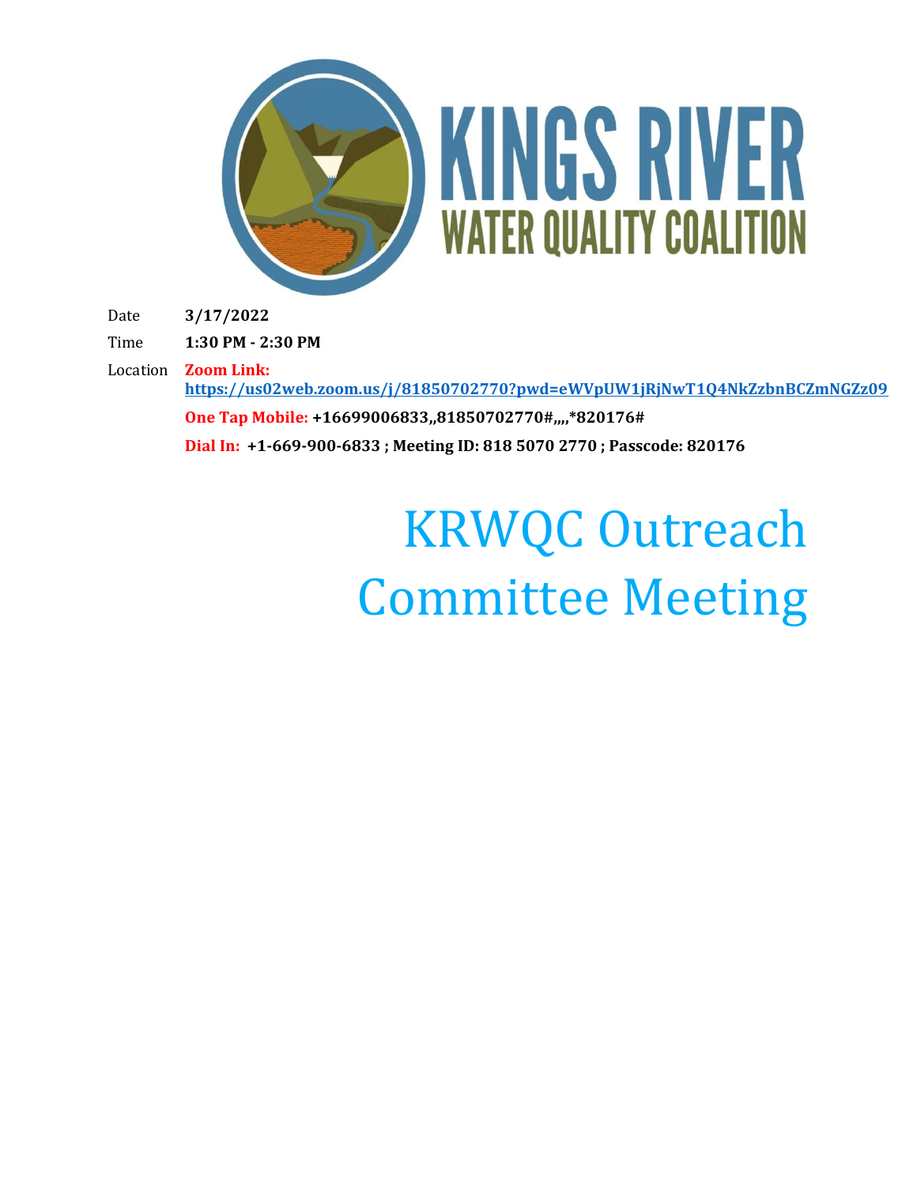# KINGS RIVER WATER QUALITY COALITION

| | |
|---|---|
| Date | **3/17/2022** |
| Time | **1:30 PM - 2:30 PM** |
| Location | **Zoom Link:** **https://us02web.zoom.us/j/81850702770?pwd=eWVpUW1jRjNwT1Q4NkZzbnBCZmNGZz09** |
| | **One Tap Mobile: +16699006833,,81850702770#,,,,*820176#** |
| | **Dial In: +1-669-900-6833 ; Meeting ID: 818 5070 2770 ; Passcode: 820176** |

# KRWQC Outreach Committee Meeting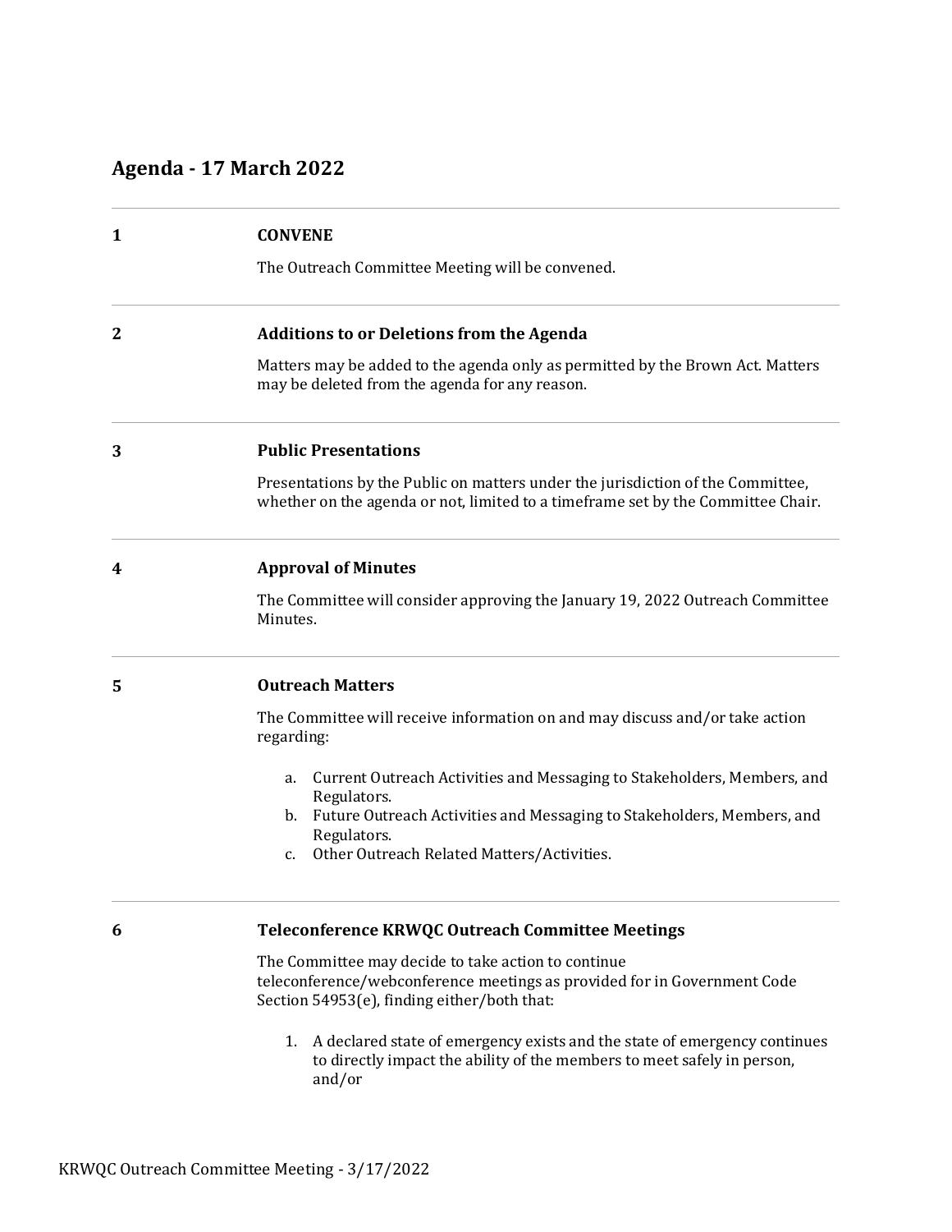## Agenda - 17 March 2022

**1** **CONVENE**

The Outreach Committee Meeting will be convened.

**2** **Additions to or Deletions from the Agenda**

Matters may be added to the agenda only as permitted by the Brown Act. Matters may be deleted from the agenda for any reason.

**3** **Public Presentations**

Presentations by the Public on matters under the jurisdiction of the Committee, whether on the agenda or not, limited to a timeframe set by the Committee Chair.

**4** **Approval of Minutes**

The Committee will consider approving the January 19, 2022 Outreach Committee Minutes.

**5** **Outreach Matters**

The Committee will receive information on and may discuss and/or take action regarding:

a. Current Outreach Activities and Messaging to Stakeholders, Members, and Regulators.
b. Future Outreach Activities and Messaging to Stakeholders, Members, and Regulators.
c. Other Outreach Related Matters/Activities.

**6** **Teleconference KRWQC Outreach Committee Meetings**

The Committee may decide to take action to continue teleconference/webconference meetings as provided for in Government Code Section 54953(e), finding either/both that:

1. A declared state of emergency exists and the state of emergency continues to directly impact the ability of the members to meet safely in person, and/or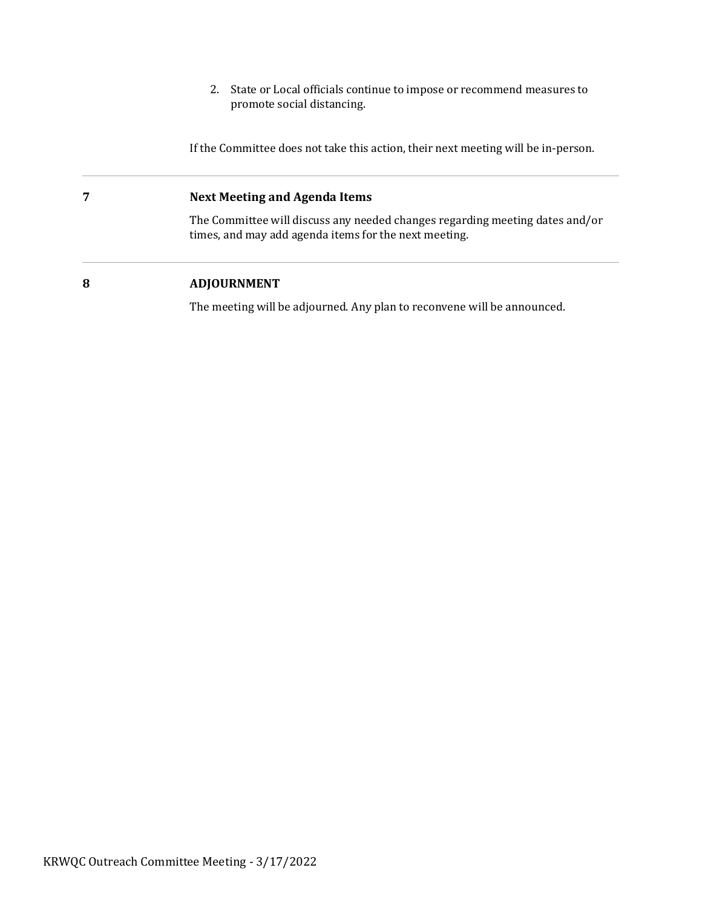2. State or Local officials continue to impose or recommend measures to promote social distancing.

If the Committee does not take this action, their next meeting will be in-person.

---

## 7 Next Meeting and Agenda Items

The Committee will discuss any needed changes regarding meeting dates and/or times, and may add agenda items for the next meeting.

---

## 8 ADJOURNMENT

The meeting will be adjourned. Any plan to reconvene will be announced.